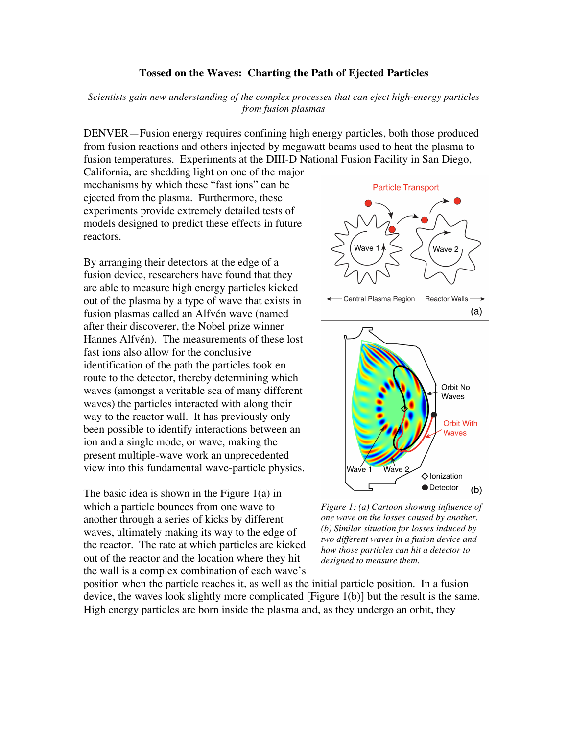# Tossed on the Waves: Charting the Path of Ejected Particles

*Scientists gain new understanding of the complex processes that can eject high-energy particles from fusion plasmas*

DENVER—Fusion energy requires confining high energy particles, both those produced from fusion reactions and others injected by megawatt beams used to heat the plasma to fusion temperatures. Experiments at the DIII-D National Fusion Facility in San Diego, California, are shedding light on one of the major mechanisms by which these "fast ions" can be ejected from the plasma. Furthermore, these experiments provide extremely detailed tests of models designed to predict these effects in future reactors.

By arranging their detectors at the edge of a fusion device, researchers have found that they are able to measure high energy particles kicked out of the plasma by a type of wave that exists in fusion plasmas called an Alfvén wave (named after their discoverer, the Nobel prize winner Hannes Alfvén). The measurements of these lost fast ions also allow for the conclusive identification of the path the particles took en route to the detector, thereby determining which waves (amongst a veritable sea of many different waves) the particles interacted with along their way to the reactor wall. It has previously only been possible to identify interactions between an ion and a single mode, or wave, making the present multiple-wave work an unprecedented view into this fundamental wave-particle physics.

*Figure 1: (a) Cartoon showing influence of one wave on the losses caused by another. (b) Similar situation for losses induced by two different waves in a fusion device and how those particles can hit a detector to designed to measure them.*

The basic idea is shown in the Figure 1(a) in which a particle bounces from one wave to another through a series of kicks by different waves, ultimately making its way to the edge of the reactor. The rate at which particles are kicked out of the reactor and the location where they hit the wall is a complex combination of each wave's position when the particle reaches it, as well as the initial particle position. In a fusion device, the waves look slightly more complicated [Figure 1(b)] but the result is the same. High energy particles are born inside the plasma and, as they undergo an orbit, they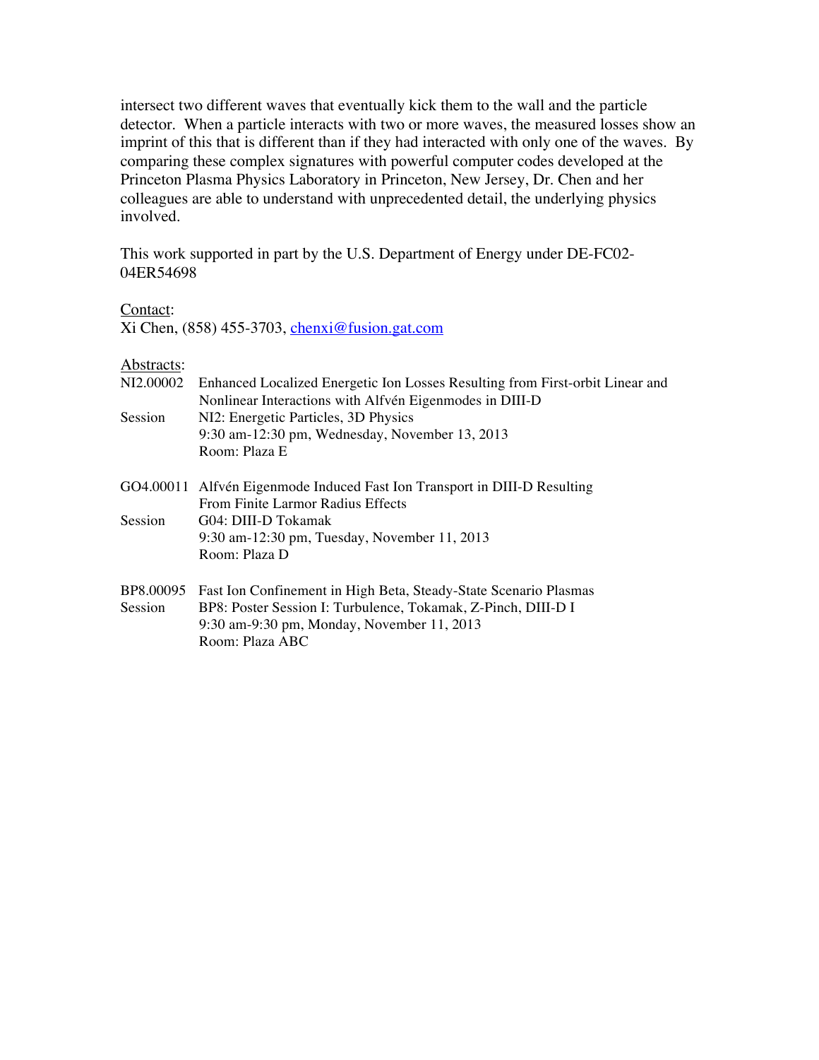intersect two different waves that eventually kick them to the wall and the particle detector. When a particle interacts with two or more waves, the measured losses show an imprint of this that is different than if they had interacted with only one of the waves. By comparing these complex signatures with powerful computer codes developed at the Princeton Plasma Physics Laboratory in Princeton, New Jersey, Dr. Chen and her colleagues are able to understand with unprecedented detail, the underlying physics involved.

This work supported in part by the U.S. Department of Energy under DE-FC02-04ER54698

Contact:
Xi Chen, (858) 455-3703, chenxi@fusion.gat.com

Abstracts:

| | |
|---|---|
| NI2.00002 | Enhanced Localized Energetic Ion Losses Resulting from First-orbit Linear and Nonlinear Interactions with Alfvén Eigenmodes in DIII-D |
| Session | NI2: Energetic Particles, 3D Physics<br>9:30 am-12:30 pm, Wednesday, November 13, 2013<br>Room: Plaza E |
| GO4.00011 | Alfvén Eigenmode Induced Fast Ion Transport in DIII-D Resulting From Finite Larmor Radius Effects |
| Session | G04: DIII-D Tokamak<br>9:30 am-12:30 pm, Tuesday, November 11, 2013<br>Room: Plaza D |
| BP8.00095 | Fast Ion Confinement in High Beta, Steady-State Scenario Plasmas |
| Session | BP8: Poster Session I: Turbulence, Tokamak, Z-Pinch, DIII-D I<br>9:30 am-9:30 pm, Monday, November 11, 2013<br>Room: Plaza ABC |